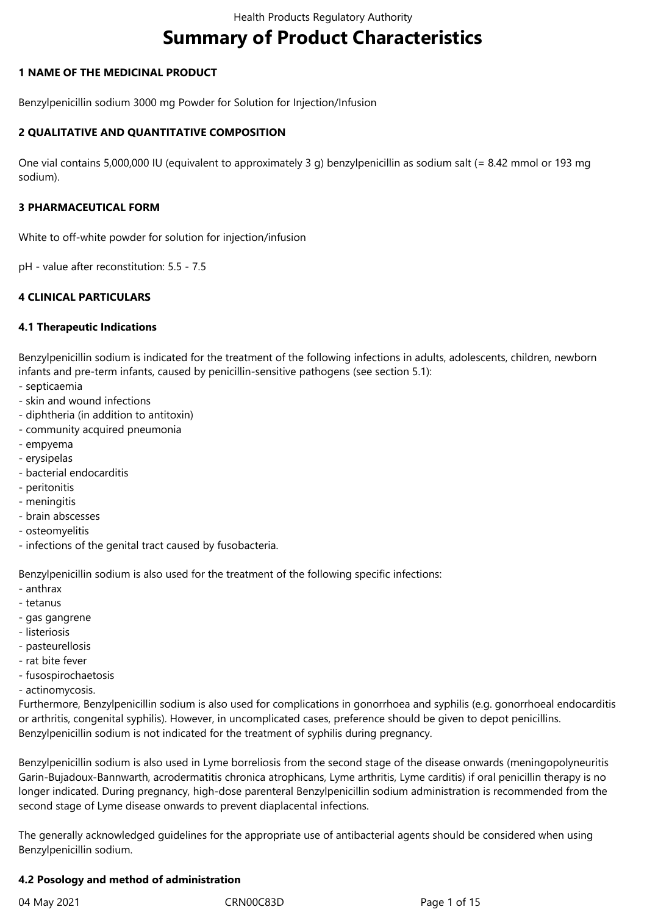# Summary of Product Characteristics

## 1 NAME OF THE MEDICINAL PRODUCT

Benzylpenicillin sodium 3000 mg Powder for Solution for Injection/Infusion

## 2 QUALITATIVE AND QUANTITATIVE COMPOSITION

One vial contains 5,000,000 IU (equivalent to approximately 3 g) benzylpenicillin as sodium salt (= 8.42 mmol or 193 mg sodium).

## 3 PHARMACEUTICAL FORM

White to off-white powder for solution for injection/infusion

pH - value after reconstitution: 5.5 - 7.5

## 4 CLINICAL PARTICULARS

### 4.1 Therapeutic Indications

Benzylpenicillin sodium is indicated for the treatment of the following infections in adults, adolescents, children, newborn infants and pre-term infants, caused by penicillin-sensitive pathogens (see section 5.1):
- septicaemia
- skin and wound infections
- diphtheria (in addition to antitoxin)
- community acquired pneumonia
- empyema
- erysipelas
- bacterial endocarditis
- peritonitis
- meningitis
- brain abscesses
- osteomyelitis
- infections of the genital tract caused by fusobacteria.

Benzylpenicillin sodium is also used for the treatment of the following specific infections:
- anthrax
- tetanus
- gas gangrene
- listeriosis
- pasteurellosis
- rat bite fever
- fusospirochaetosis
- actinomycosis.

Furthermore, Benzylpenicillin sodium is also used for complications in gonorrhoea and syphilis (e.g. gonorrhoeal endocarditis or arthritis, congenital syphilis). However, in uncomplicated cases, preference should be given to depot penicillins. Benzylpenicillin sodium is not indicated for the treatment of syphilis during pregnancy.

Benzylpenicillin sodium is also used in Lyme borreliosis from the second stage of the disease onwards (meningopolyneuritis Garin-Bujadoux-Bannwarth, acrodermatitis chronica atrophicans, Lyme arthritis, Lyme carditis) if oral penicillin therapy is no longer indicated. During pregnancy, high-dose parenteral Benzylpenicillin sodium administration is recommended from the second stage of Lyme disease onwards to prevent diaplacental infections.

The generally acknowledged guidelines for the appropriate use of antibacterial agents should be considered when using Benzylpenicillin sodium.

### 4.2 Posology and method of administration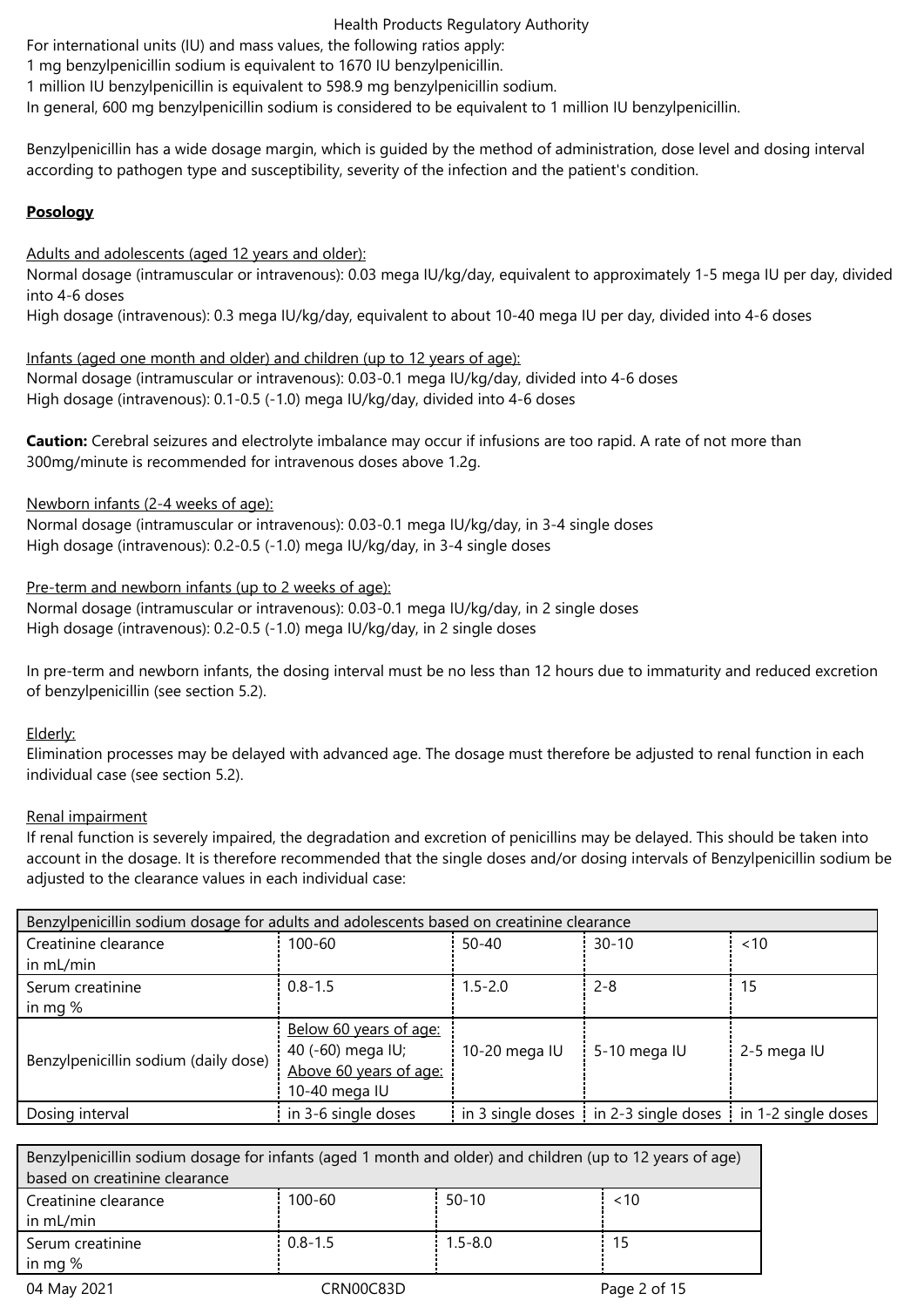For international units (IU) and mass values, the following ratios apply:
1 mg benzylpenicillin sodium is equivalent to 1670 IU benzylpenicillin.
1 million IU benzylpenicillin is equivalent to 598.9 mg benzylpenicillin sodium.
In general, 600 mg benzylpenicillin sodium is considered to be equivalent to 1 million IU benzylpenicillin.

Benzylpenicillin has a wide dosage margin, which is guided by the method of administration, dose level and dosing interval according to pathogen type and susceptibility, severity of the infection and the patient's condition.

**Posology**

Adults and adolescents (aged 12 years and older):
Normal dosage (intramuscular or intravenous): 0.03 mega IU/kg/day, equivalent to approximately 1-5 mega IU per day, divided into 4-6 doses
High dosage (intravenous): 0.3 mega IU/kg/day, equivalent to about 10-40 mega IU per day, divided into 4-6 doses

Infants (aged one month and older) and children (up to 12 years of age):
Normal dosage (intramuscular or intravenous): 0.03-0.1 mega IU/kg/day, divided into 4-6 doses
High dosage (intravenous): 0.1-0.5 (-1.0) mega IU/kg/day, divided into 4-6 doses

**Caution:** Cerebral seizures and electrolyte imbalance may occur if infusions are too rapid. A rate of not more than 300mg/minute is recommended for intravenous doses above 1.2g.

Newborn infants (2-4 weeks of age):
Normal dosage (intramuscular or intravenous): 0.03-0.1 mega IU/kg/day, in 3-4 single doses
High dosage (intravenous): 0.2-0.5 (-1.0) mega IU/kg/day, in 3-4 single doses

Pre-term and newborn infants (up to 2 weeks of age):
Normal dosage (intramuscular or intravenous): 0.03-0.1 mega IU/kg/day, in 2 single doses
High dosage (intravenous): 0.2-0.5 (-1.0) mega IU/kg/day, in 2 single doses

In pre-term and newborn infants, the dosing interval must be no less than 12 hours due to immaturity and reduced excretion of benzylpenicillin (see section 5.2).

Elderly:
Elimination processes may be delayed with advanced age. The dosage must therefore be adjusted to renal function in each individual case (see section 5.2).

Renal impairment
If renal function is severely impaired, the degradation and excretion of penicillins may be delayed. This should be taken into account in the dosage. It is therefore recommended that the single doses and/or dosing intervals of Benzylpenicillin sodium be adjusted to the clearance values in each individual case:

| Benzylpenicillin sodium dosage for adults and adolescents based on creatinine clearance | | | | |
|---|---|---|---|---|
| Creatinine clearance in mL/min | 100-60 | 50-40 | 30-10 | <10 |
| Serum creatinine in mg % | 0.8-1.5 | 1.5-2.0 | 2-8 | 15 |
| Benzylpenicillin sodium (daily dose) | Below 60 years of age: 40 (-60) mega IU; Above 60 years of age: 10-40 mega IU | 10-20 mega IU | 5-10 mega IU | 2-5 mega IU |
| Dosing interval | in 3-6 single doses | in 3 single doses | in 2-3 single doses | in 1-2 single doses |

| Benzylpenicillin sodium dosage for infants (aged 1 month and older) and children (up to 12 years of age) based on creatinine clearance | | | |
|---|---|---|---|
| Creatinine clearance in mL/min | 100-60 | 50-10 | <10 |
| Serum creatinine in mg % | 0.8-1.5 | 1.5-8.0 | 15 |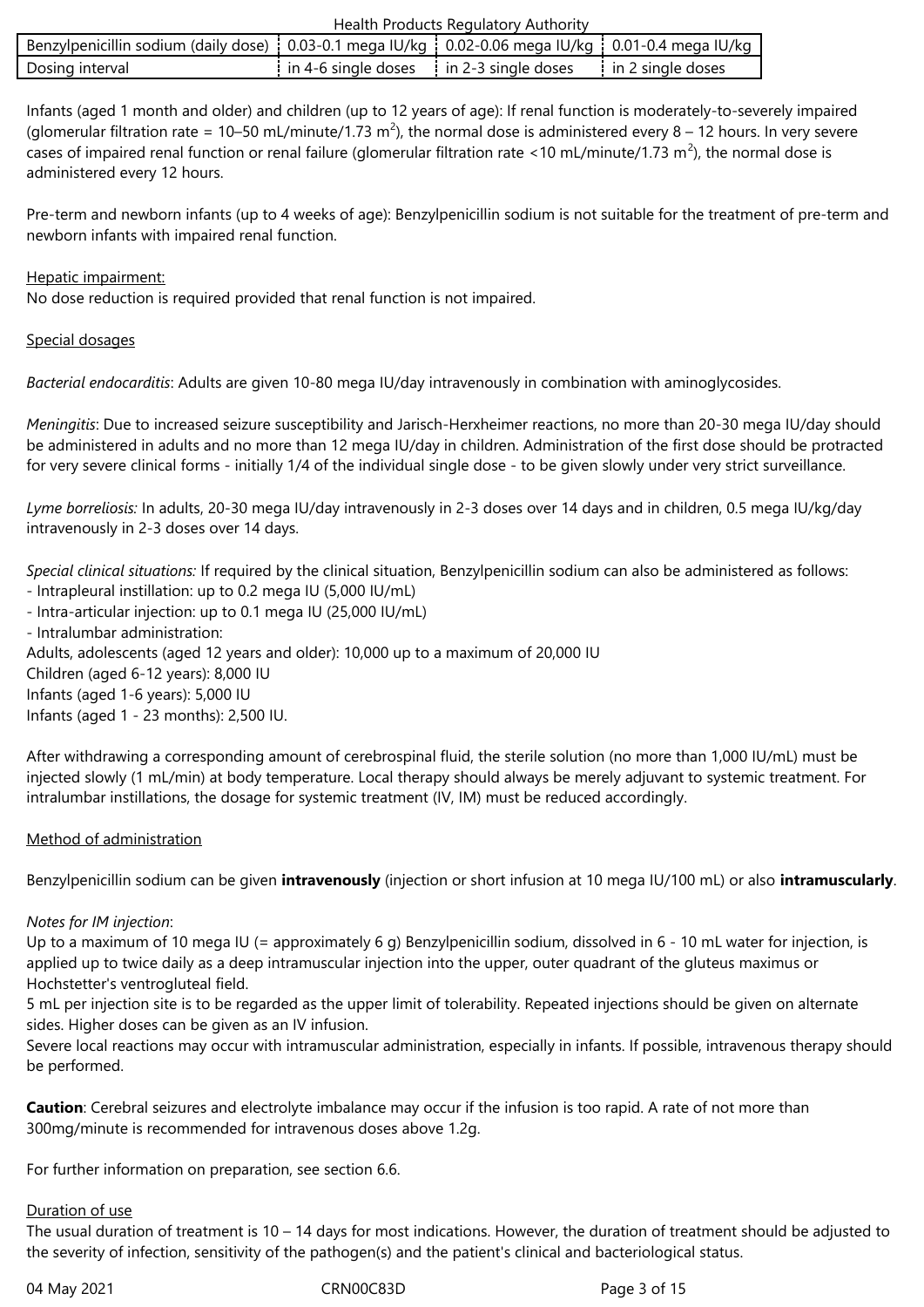| Benzylpenicillin sodium (daily dose) | 0.03-0.1 mega IU/kg | 0.02-0.06 mega IU/kg | 0.01-0.4 mega IU/kg |
|---|---|---|---|
| Dosing interval | in 4-6 single doses | in 2-3 single doses | in 2 single doses |

Infants (aged 1 month and older) and children (up to 12 years of age): If renal function is moderately-to-severely impaired (glomerular filtration rate = 10–50 mL/minute/1.73 $m^2$), the normal dose is administered every 8 – 12 hours. In very severe cases of impaired renal function or renal failure (glomerular filtration rate <10 mL/minute/1.73 $m^2$), the normal dose is administered every 12 hours.

Pre-term and newborn infants (up to 4 weeks of age): Benzylpenicillin sodium is not suitable for the treatment of pre-term and newborn infants with impaired renal function.

Hepatic impairment:
No dose reduction is required provided that renal function is not impaired.

Special dosages

*Bacterial endocarditis*: Adults are given 10-80 mega IU/day intravenously in combination with aminoglycosides.

*Meningitis*: Due to increased seizure susceptibility and Jarisch-Herxheimer reactions, no more than 20-30 mega IU/day should be administered in adults and no more than 12 mega IU/day in children. Administration of the first dose should be protracted for very severe clinical forms - initially 1/4 of the individual single dose - to be given slowly under very strict surveillance.

*Lyme borreliosis:* In adults, 20-30 mega IU/day intravenously in 2-3 doses over 14 days and in children, 0.5 mega IU/kg/day intravenously in 2-3 doses over 14 days.

*Special clinical situations:* If required by the clinical situation, Benzylpenicillin sodium can also be administered as follows:
- Intrapleural instillation: up to 0.2 mega IU (5,000 IU/mL)
- Intra-articular injection: up to 0.1 mega IU (25,000 IU/mL)
- Intralumbar administration:

Adults, adolescents (aged 12 years and older): 10,000 up to a maximum of 20,000 IU
Children (aged 6-12 years): 8,000 IU
Infants (aged 1-6 years): 5,000 IU
Infants (aged 1 - 23 months): 2,500 IU.

After withdrawing a corresponding amount of cerebrospinal fluid, the sterile solution (no more than 1,000 IU/mL) must be injected slowly (1 mL/min) at body temperature. Local therapy should always be merely adjuvant to systemic treatment. For intralumbar instillations, the dosage for systemic treatment (IV, IM) must be reduced accordingly.

Method of administration

Benzylpenicillin sodium can be given **intravenously** (injection or short infusion at 10 mega IU/100 mL) or also **intramuscularly**.

*Notes for IM injection*:
Up to a maximum of 10 mega IU (= approximately 6 g) Benzylpenicillin sodium, dissolved in 6 - 10 mL water for injection, is applied up to twice daily as a deep intramuscular injection into the upper, outer quadrant of the gluteus maximus or Hochstetter's ventrogluteal field.
5 mL per injection site is to be regarded as the upper limit of tolerability. Repeated injections should be given on alternate sides. Higher doses can be given as an IV infusion.
Severe local reactions may occur with intramuscular administration, especially in infants. If possible, intravenous therapy should be performed.

**Caution**: Cerebral seizures and electrolyte imbalance may occur if the infusion is too rapid. A rate of not more than 300mg/minute is recommended for intravenous doses above 1.2g.

For further information on preparation, see section 6.6.

Duration of use
The usual duration of treatment is 10 – 14 days for most indications. However, the duration of treatment should be adjusted to the severity of infection, sensitivity of the pathogen(s) and the patient's clinical and bacteriological status.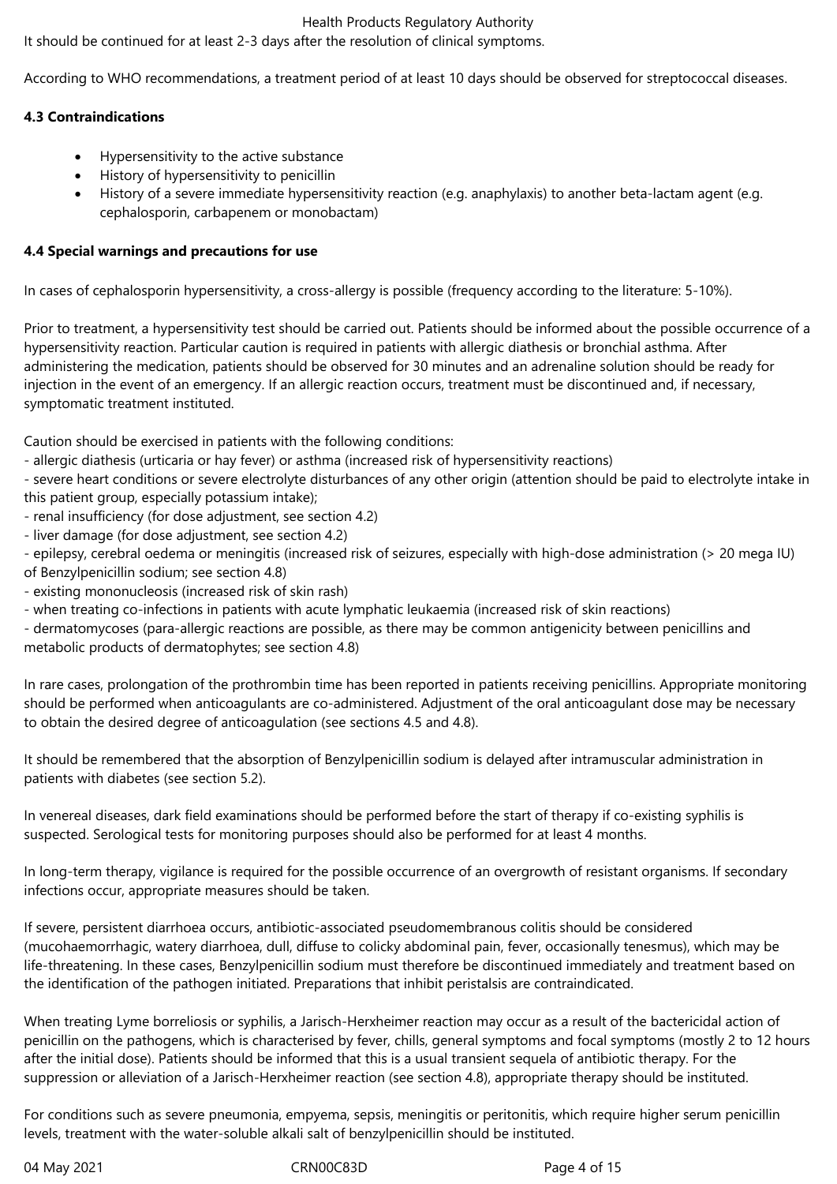It should be continued for at least 2-3 days after the resolution of clinical symptoms.

According to WHO recommendations, a treatment period of at least 10 days should be observed for streptococcal diseases.

### 4.3 Contraindications

- Hypersensitivity to the active substance
- History of hypersensitivity to penicillin
- History of a severe immediate hypersensitivity reaction (e.g. anaphylaxis) to another beta-lactam agent (e.g. cephalosporin, carbapenem or monobactam)

### 4.4 Special warnings and precautions for use

In cases of cephalosporin hypersensitivity, a cross-allergy is possible (frequency according to the literature: 5-10%).

Prior to treatment, a hypersensitivity test should be carried out. Patients should be informed about the possible occurrence of a hypersensitivity reaction. Particular caution is required in patients with allergic diathesis or bronchial asthma. After administering the medication, patients should be observed for 30 minutes and an adrenaline solution should be ready for injection in the event of an emergency. If an allergic reaction occurs, treatment must be discontinued and, if necessary, symptomatic treatment instituted.

Caution should be exercised in patients with the following conditions:
- allergic diathesis (urticaria or hay fever) or asthma (increased risk of hypersensitivity reactions)
- severe heart conditions or severe electrolyte disturbances of any other origin (attention should be paid to electrolyte intake in this patient group, especially potassium intake);
- renal insufficiency (for dose adjustment, see section 4.2)
- liver damage (for dose adjustment, see section 4.2)
- epilepsy, cerebral oedema or meningitis (increased risk of seizures, especially with high-dose administration (> 20 mega IU) of Benzylpenicillin sodium; see section 4.8)
- existing mononucleosis (increased risk of skin rash)
- when treating co-infections in patients with acute lymphatic leukaemia (increased risk of skin reactions)
- dermatomycoses (para-allergic reactions are possible, as there may be common antigenicity between penicillins and metabolic products of dermatophytes; see section 4.8)

In rare cases, prolongation of the prothrombin time has been reported in patients receiving penicillins. Appropriate monitoring should be performed when anticoagulants are co-administered. Adjustment of the oral anticoagulant dose may be necessary to obtain the desired degree of anticoagulation (see sections 4.5 and 4.8).

It should be remembered that the absorption of Benzylpenicillin sodium is delayed after intramuscular administration in patients with diabetes (see section 5.2).

In venereal diseases, dark field examinations should be performed before the start of therapy if co-existing syphilis is suspected. Serological tests for monitoring purposes should also be performed for at least 4 months.

In long-term therapy, vigilance is required for the possible occurrence of an overgrowth of resistant organisms. If secondary infections occur, appropriate measures should be taken.

If severe, persistent diarrhoea occurs, antibiotic-associated pseudomembranous colitis should be considered (mucohaemorrhagic, watery diarrhoea, dull, diffuse to colicky abdominal pain, fever, occasionally tenesmus), which may be life-threatening. In these cases, Benzylpenicillin sodium must therefore be discontinued immediately and treatment based on the identification of the pathogen initiated. Preparations that inhibit peristalsis are contraindicated.

When treating Lyme borreliosis or syphilis, a Jarisch-Herxheimer reaction may occur as a result of the bactericidal action of penicillin on the pathogens, which is characterised by fever, chills, general symptoms and focal symptoms (mostly 2 to 12 hours after the initial dose). Patients should be informed that this is a usual transient sequela of antibiotic therapy. For the suppression or alleviation of a Jarisch-Herxheimer reaction (see section 4.8), appropriate therapy should be instituted.

For conditions such as severe pneumonia, empyema, sepsis, meningitis or peritonitis, which require higher serum penicillin levels, treatment with the water-soluble alkali salt of benzylpenicillin should be instituted.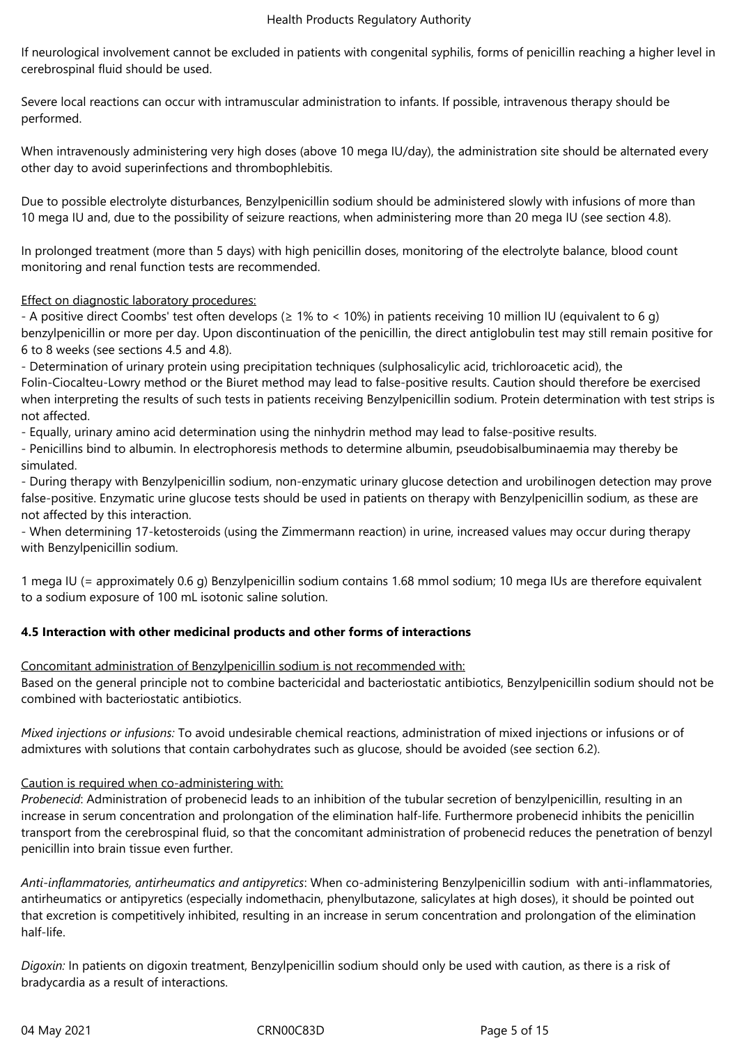If neurological involvement cannot be excluded in patients with congenital syphilis, forms of penicillin reaching a higher level in cerebrospinal fluid should be used.

Severe local reactions can occur with intramuscular administration to infants. If possible, intravenous therapy should be performed.

When intravenously administering very high doses (above 10 mega IU/day), the administration site should be alternated every other day to avoid superinfections and thrombophlebitis.

Due to possible electrolyte disturbances, Benzylpenicillin sodium should be administered slowly with infusions of more than 10 mega IU and, due to the possibility of seizure reactions, when administering more than 20 mega IU (see section 4.8).

In prolonged treatment (more than 5 days) with high penicillin doses, monitoring of the electrolyte balance, blood count monitoring and renal function tests are recommended.

Effect on diagnostic laboratory procedures:

- A positive direct Coombs' test often develops (≥ 1% to < 10%) in patients receiving 10 million IU (equivalent to 6 g) benzylpenicillin or more per day. Upon discontinuation of the penicillin, the direct antiglobulin test may still remain positive for 6 to 8 weeks (see sections 4.5 and 4.8).
- Determination of urinary protein using precipitation techniques (sulphosalicylic acid, trichloroacetic acid), the Folin-Ciocalteu-Lowry method or the Biuret method may lead to false-positive results. Caution should therefore be exercised when interpreting the results of such tests in patients receiving Benzylpenicillin sodium. Protein determination with test strips is not affected.
- Equally, urinary amino acid determination using the ninhydrin method may lead to false-positive results.
- Penicillins bind to albumin. In electrophoresis methods to determine albumin, pseudobisalbuminaemia may thereby be simulated.
- During therapy with Benzylpenicillin sodium, non-enzymatic urinary glucose detection and urobilinogen detection may prove false-positive. Enzymatic urine glucose tests should be used in patients on therapy with Benzylpenicillin sodium, as these are not affected by this interaction.
- When determining 17-ketosteroids (using the Zimmermann reaction) in urine, increased values may occur during therapy with Benzylpenicillin sodium.

1 mega IU (= approximately 0.6 g) Benzylpenicillin sodium contains 1.68 mmol sodium; 10 mega IUs are therefore equivalent to a sodium exposure of 100 mL isotonic saline solution.

**4.5 Interaction with other medicinal products and other forms of interactions**

Concomitant administration of Benzylpenicillin sodium is not recommended with:

Based on the general principle not to combine bactericidal and bacteriostatic antibiotics, Benzylpenicillin sodium should not be combined with bacteriostatic antibiotics.

*Mixed injections or infusions:* To avoid undesirable chemical reactions, administration of mixed injections or infusions or of admixtures with solutions that contain carbohydrates such as glucose, should be avoided (see section 6.2).

Caution is required when co-administering with:

*Probenecid*: Administration of probenecid leads to an inhibition of the tubular secretion of benzylpenicillin, resulting in an increase in serum concentration and prolongation of the elimination half-life. Furthermore probenecid inhibits the penicillin transport from the cerebrospinal fluid, so that the concomitant administration of probenecid reduces the penetration of benzyl penicillin into brain tissue even further.

*Anti-inflammatories, antirheumatics and antipyretics*: When co-administering Benzylpenicillin sodium with anti-inflammatories, antirheumatics or antipyretics (especially indomethacin, phenylbutazone, salicylates at high doses), it should be pointed out that excretion is competitively inhibited, resulting in an increase in serum concentration and prolongation of the elimination half-life.

*Digoxin:* In patients on digoxin treatment, Benzylpenicillin sodium should only be used with caution, as there is a risk of bradycardia as a result of interactions.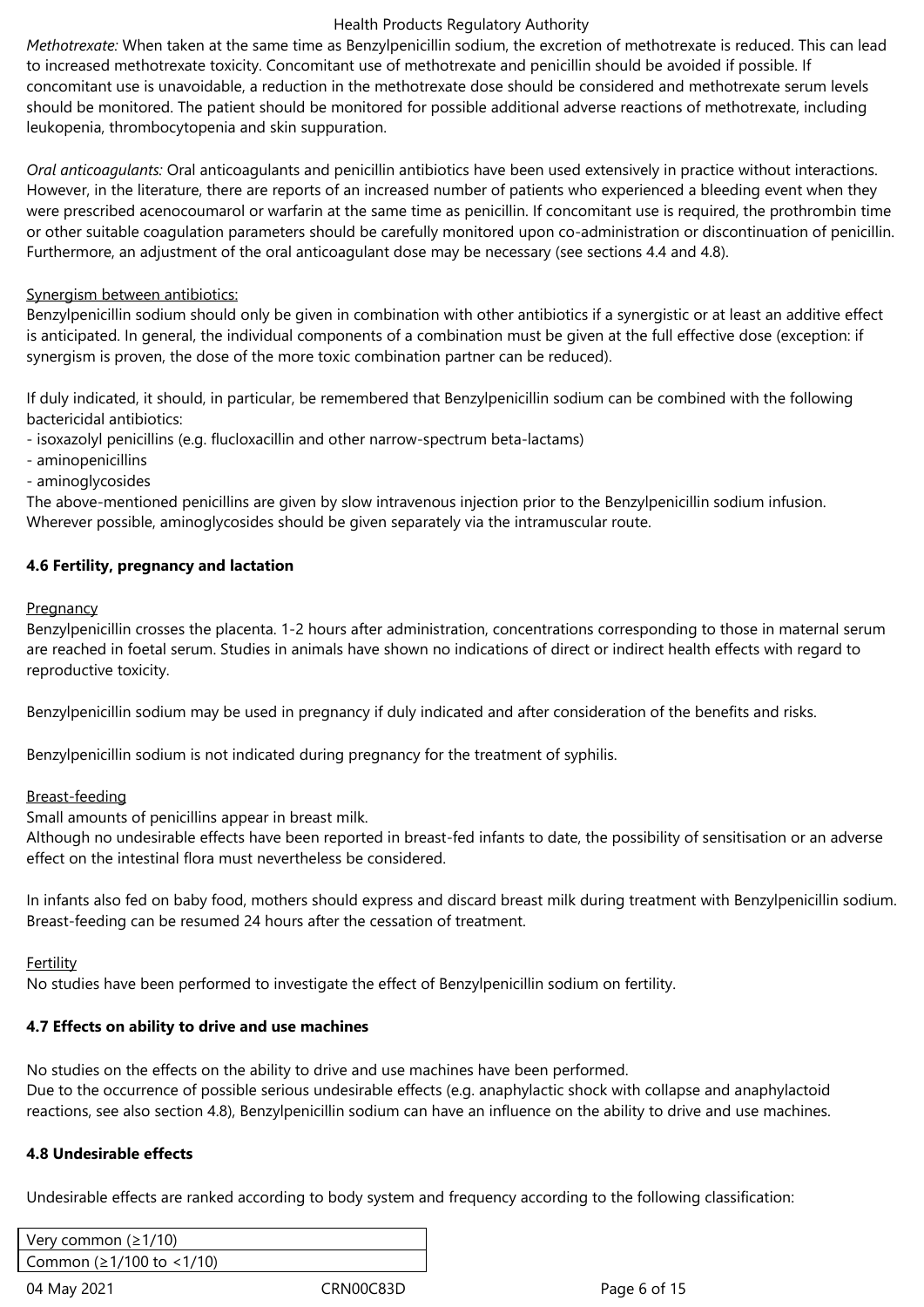*Methotrexate:* When taken at the same time as Benzylpenicillin sodium, the excretion of methotrexate is reduced. This can lead to increased methotrexate toxicity. Concomitant use of methotrexate and penicillin should be avoided if possible. If concomitant use is unavoidable, a reduction in the methotrexate dose should be considered and methotrexate serum levels should be monitored. The patient should be monitored for possible additional adverse reactions of methotrexate, including leukopenia, thrombocytopenia and skin suppuration.

*Oral anticoagulants:* Oral anticoagulants and penicillin antibiotics have been used extensively in practice without interactions. However, in the literature, there are reports of an increased number of patients who experienced a bleeding event when they were prescribed acenocoumarol or warfarin at the same time as penicillin. If concomitant use is required, the prothrombin time or other suitable coagulation parameters should be carefully monitored upon co-administration or discontinuation of penicillin. Furthermore, an adjustment of the oral anticoagulant dose may be necessary (see sections 4.4 and 4.8).

Synergism between antibiotics:
Benzylpenicillin sodium should only be given in combination with other antibiotics if a synergistic or at least an additive effect is anticipated. In general, the individual components of a combination must be given at the full effective dose (exception: if synergism is proven, the dose of the more toxic combination partner can be reduced).

If duly indicated, it should, in particular, be remembered that Benzylpenicillin sodium can be combined with the following bactericidal antibiotics:
- isoxazolyl penicillins (e.g. flucloxacillin and other narrow-spectrum beta-lactams)
- aminopenicillins
- aminoglycosides

The above-mentioned penicillins are given by slow intravenous injection prior to the Benzylpenicillin sodium infusion. Wherever possible, aminoglycosides should be given separately via the intramuscular route.

**4.6 Fertility, pregnancy and lactation**

Pregnancy
Benzylpenicillin crosses the placenta. 1-2 hours after administration, concentrations corresponding to those in maternal serum are reached in foetal serum. Studies in animals have shown no indications of direct or indirect health effects with regard to reproductive toxicity.

Benzylpenicillin sodium may be used in pregnancy if duly indicated and after consideration of the benefits and risks.

Benzylpenicillin sodium is not indicated during pregnancy for the treatment of syphilis.

Breast-feeding
Small amounts of penicillins appear in breast milk.
Although no undesirable effects have been reported in breast-fed infants to date, the possibility of sensitisation or an adverse effect on the intestinal flora must nevertheless be considered.

In infants also fed on baby food, mothers should express and discard breast milk during treatment with Benzylpenicillin sodium. Breast-feeding can be resumed 24 hours after the cessation of treatment.

Fertility
No studies have been performed to investigate the effect of Benzylpenicillin sodium on fertility.

**4.7 Effects on ability to drive and use machines**

No studies on the effects on the ability to drive and use machines have been performed.
Due to the occurrence of possible serious undesirable effects (e.g. anaphylactic shock with collapse and anaphylactoid reactions, see also section 4.8), Benzylpenicillin sodium can have an influence on the ability to drive and use machines.

**4.8 Undesirable effects**

Undesirable effects are ranked according to body system and frequency according to the following classification:

| Very common (≥1/10) |
|---|
| Common (≥1/100 to <1/10) |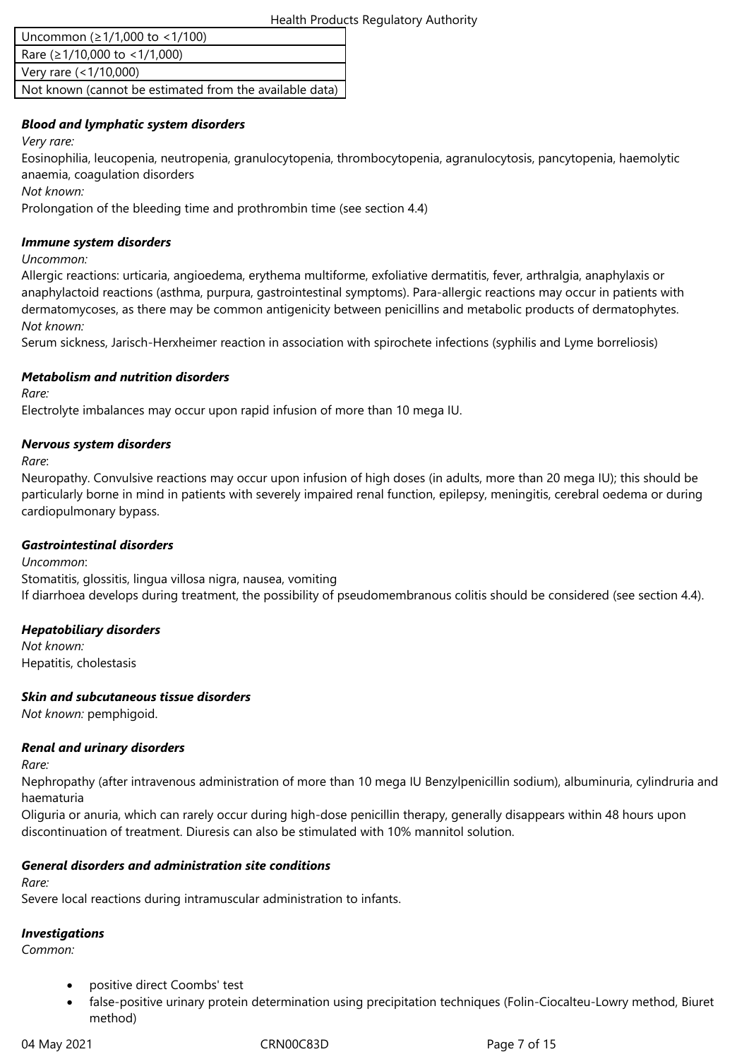| Uncommon (≥1/1,000 to <1/100) |
|---|
| Rare (≥1/10,000 to <1/1,000) |
| Very rare (<1/10,000) |
| Not known (cannot be estimated from the available data) |

***Blood and lymphatic system disorders***

*Very rare:*

Eosinophilia, leucopenia, neutropenia, granulocytopenia, thrombocytopenia, agranulocytosis, pancytopenia, haemolytic anaemia, coagulation disorders

*Not known:*

Prolongation of the bleeding time and prothrombin time (see section 4.4)

***Immune system disorders***

*Uncommon:*

Allergic reactions: urticaria, angioedema, erythema multiforme, exfoliative dermatitis, fever, arthralgia, anaphylaxis or anaphylactoid reactions (asthma, purpura, gastrointestinal symptoms). Para-allergic reactions may occur in patients with dermatomycoses, as there may be common antigenicity between penicillins and metabolic products of dermatophytes.

*Not known:*

Serum sickness, Jarisch-Herxheimer reaction in association with spirochete infections (syphilis and Lyme borreliosis)

***Metabolism and nutrition disorders***

*Rare:*

Electrolyte imbalances may occur upon rapid infusion of more than 10 mega IU.

***Nervous system disorders***

*Rare*:

Neuropathy. Convulsive reactions may occur upon infusion of high doses (in adults, more than 20 mega IU); this should be particularly borne in mind in patients with severely impaired renal function, epilepsy, meningitis, cerebral oedema or during cardiopulmonary bypass.

***Gastrointestinal disorders***

*Uncommon*:

Stomatitis, glossitis, lingua villosa nigra, nausea, vomiting

If diarrhoea develops during treatment, the possibility of pseudomembranous colitis should be considered (see section 4.4).

***Hepatobiliary disorders***

*Not known:*

Hepatitis, cholestasis

***Skin and subcutaneous tissue disorders***

*Not known:* pemphigoid.

***Renal and urinary disorders***

*Rare:*

Nephropathy (after intravenous administration of more than 10 mega IU Benzylpenicillin sodium), albuminuria, cylindruria and haematuria

Oliguria or anuria, which can rarely occur during high-dose penicillin therapy, generally disappears within 48 hours upon discontinuation of treatment. Diuresis can also be stimulated with 10% mannitol solution.

***General disorders and administration site conditions***

*Rare:*

Severe local reactions during intramuscular administration to infants.

***Investigations***

*Common:*

- positive direct Coombs' test
- false-positive urinary protein determination using precipitation techniques (Folin-Ciocalteu-Lowry method, Biuret method)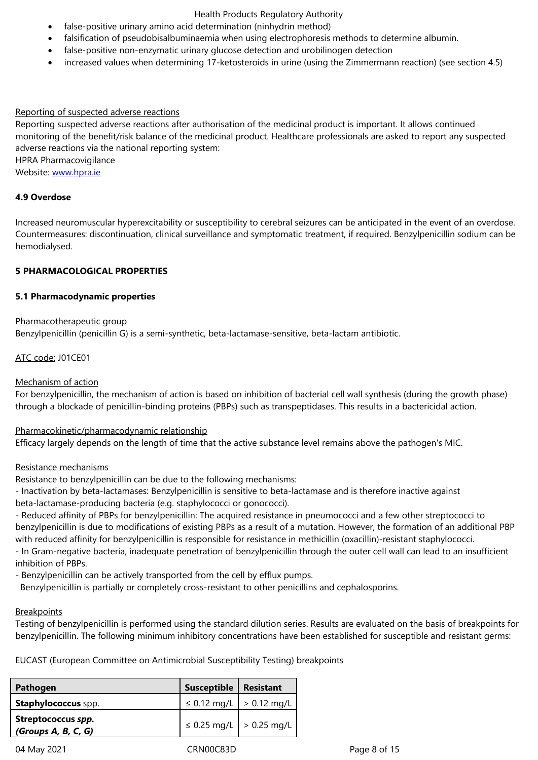- false-positive urinary amino acid determination (ninhydrin method)
- falsification of pseudobisalbuminaemia when using electrophoresis methods to determine albumin.
- false-positive non-enzymatic urinary glucose detection and urobilinogen detection
- increased values when determining 17-ketosteroids in urine (using the Zimmermann reaction) (see section 4.5)

Reporting of suspected adverse reactions

Reporting suspected adverse reactions after authorisation of the medicinal product is important. It allows continued monitoring of the benefit/risk balance of the medicinal product. Healthcare professionals are asked to report any suspected adverse reactions via the national reporting system:
HPRA Pharmacovigilance
Website: www.hpra.ie

**4.9 Overdose**

Increased neuromuscular hyperexcitability or susceptibility to cerebral seizures can be anticipated in the event of an overdose. Countermeasures: discontinuation, clinical surveillance and symptomatic treatment, if required. Benzylpenicillin sodium can be hemodialysed.

**5 PHARMACOLOGICAL PROPERTIES**

**5.1 Pharmacodynamic properties**

Pharmacotherapeutic group

Benzylpenicillin (penicillin G) is a semi-synthetic, beta-lactamase-sensitive, beta-lactam antibiotic.

ATC code: J01CE01

Mechanism of action

For benzylpenicillin, the mechanism of action is based on inhibition of bacterial cell wall synthesis (during the growth phase) through a blockade of penicillin-binding proteins (PBPs) such as transpeptidases. This results in a bactericidal action.

Pharmacokinetic/pharmacodynamic relationship

Efficacy largely depends on the length of time that the active substance level remains above the pathogen's MIC.

Resistance mechanisms

Resistance to benzylpenicillin can be due to the following mechanisms:

- Inactivation by beta-lactamases: Benzylpenicillin is sensitive to beta-lactamase and is therefore inactive against beta-lactamase-producing bacteria (e.g. staphylococci or gonococci).
- Reduced affinity of PBPs for benzylpenicillin: The acquired resistance in pneumococci and a few other streptococci to benzylpenicillin is due to modifications of existing PBPs as a result of a mutation. However, the formation of an additional PBP with reduced affinity for benzylpenicillin is responsible for resistance in methicillin (oxacillin)-resistant staphylococci.
- In Gram-negative bacteria, inadequate penetration of benzylpenicillin through the outer cell wall can lead to an insufficient inhibition of PBPs.
- Benzylpenicillin can be actively transported from the cell by efflux pumps.

Benzylpenicillin is partially or completely cross-resistant to other penicillins and cephalosporins.

Breakpoints

Testing of benzylpenicillin is performed using the standard dilution series. Results are evaluated on the basis of breakpoints for benzylpenicillin. The following minimum inhibitory concentrations have been established for susceptible and resistant germs:

EUCAST (European Committee on Antimicrobial Susceptibility Testing) breakpoints

| Pathogen | Susceptible | Resistant |
|---|---|---|
| **Staphylococcus** spp. | ≤ 0.12 mg/L | > 0.12 mg/L |
| **Streptococcus *spp.* *(Groups A, B, C, G)*** | ≤ 0.25 mg/L | > 0.25 mg/L |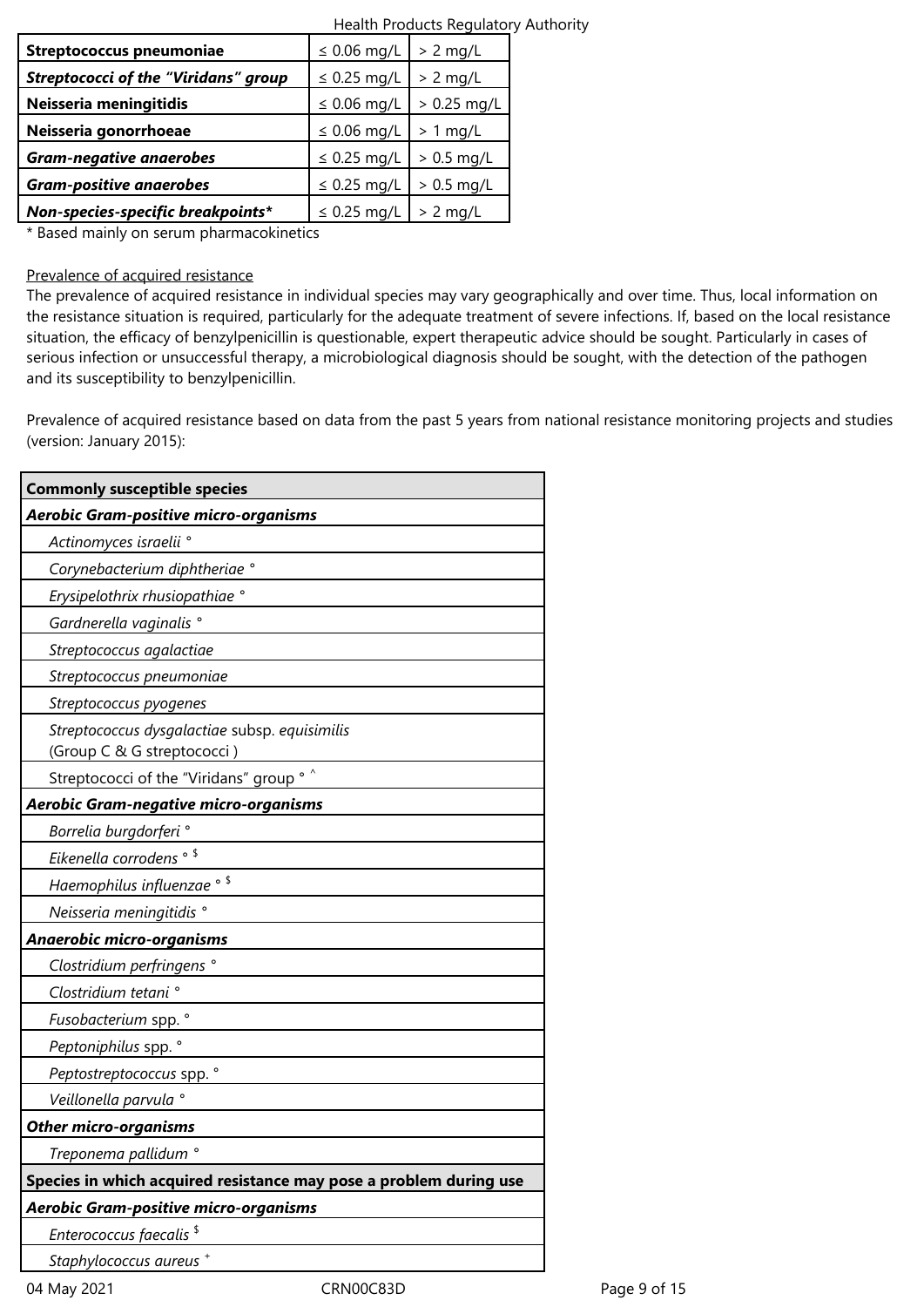| Streptococcus pneumoniae | ≤ 0.06 mg/L | > 2 mg/L |
|---|---|---|
| ***Streptococci of the "Viridans" group*** | ≤ 0.25 mg/L | > 2 mg/L |
| **Neisseria meningitidis** | ≤ 0.06 mg/L | > 0.25 mg/L |
| **Neisseria gonorrhoeae** | ≤ 0.06 mg/L | > 1 mg/L |
| ***Gram-negative anaerobes*** | ≤ 0.25 mg/L | > 0.5 mg/L |
| ***Gram-positive anaerobes*** | ≤ 0.25 mg/L | > 0.5 mg/L |
| ***Non-species-specific breakpoints**** | ≤ 0.25 mg/L | > 2 mg/L |

* Based mainly on serum pharmacokinetics

Prevalence of acquired resistance

The prevalence of acquired resistance in individual species may vary geographically and over time. Thus, local information on the resistance situation is required, particularly for the adequate treatment of severe infections. If, based on the local resistance situation, the efficacy of benzylpenicillin is questionable, expert therapeutic advice should be sought. Particularly in cases of serious infection or unsuccessful therapy, a microbiological diagnosis should be sought, with the detection of the pathogen and its susceptibility to benzylpenicillin.

Prevalence of acquired resistance based on data from the past 5 years from national resistance monitoring projects and studies (version: January 2015):

| **Commonly susceptible species** |
|---|
| ***Aerobic Gram-positive micro-organisms*** |
| *Actinomyces israelii* ° |
| *Corynebacterium diphtheriae* ° |
| *Erysipelothrix rhusiopathiae* ° |
| *Gardnerella vaginalis* ° |
| *Streptococcus agalactiae* |
| *Streptococcus pneumoniae* |
| *Streptococcus pyogenes* |
| *Streptococcus dysgalactiae* subsp. *equisimilis* (Group C & G streptococci ) |
| Streptococci of the "Viridans" group ° ^ |
| ***Aerobic Gram-negative micro-organisms*** |
| *Borrelia burgdorferi* ° |
| *Eikenella corrodens* ° $ |
| *Haemophilus influenzae* ° $ |
| *Neisseria meningitidis* ° |
| ***Anaerobic micro-organisms*** |
| *Clostridium perfringens* ° |
| *Clostridium tetani* ° |
| *Fusobacterium* spp. ° |
| *Peptoniphilus* spp. ° |
| *Peptostreptococcus* spp. ° |
| *Veillonella parvula* ° |
| ***Other micro-organisms*** |
| *Treponema pallidum* ° |
| **Species in which acquired resistance may pose a problem during use** |
| ***Aerobic Gram-positive micro-organisms*** |
| *Enterococcus faecalis* $ |
| *Staphylococcus aureus* + |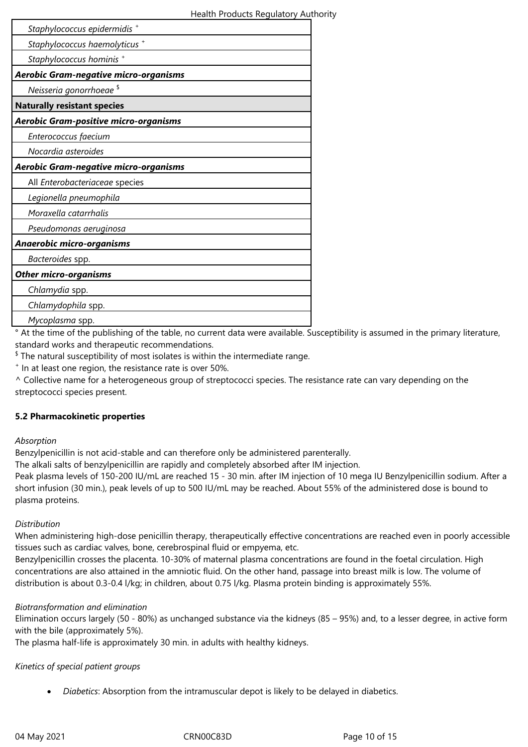| |
|---|
| *Staphylococcus epidermidis* + |
| *Staphylococcus haemolyticus* + |
| *Staphylococcus hominis* + |
| ***Aerobic Gram-negative micro-organisms*** |
| *Neisseria gonorrhoeae* $ |
| **Naturally resistant species** |
| ***Aerobic Gram-positive micro-organisms*** |
| *Enterococcus faecium* |
| *Nocardia asteroides* |
| ***Aerobic Gram-negative micro-organisms*** |
| All *Enterobacteriaceae* species |
| *Legionella pneumophila* |
| *Moraxella catarrhalis* |
| *Pseudomonas aeruginosa* |
| ***Anaerobic micro-organisms*** |
| *Bacteroides* spp. |
| ***Other micro-organisms*** |
| *Chlamydia* spp. |
| *Chlamydophila* spp. |
| *Mycoplasma* spp. |

° At the time of the publishing of the table, no current data were available. Susceptibility is assumed in the primary literature, standard works and therapeutic recommendations.

$ The natural susceptibility of most isolates is within the intermediate range.

+ In at least one region, the resistance rate is over 50%.

^ Collective name for a heterogeneous group of streptococci species. The resistance rate can vary depending on the streptococci species present.

**5.2 Pharmacokinetic properties**

*Absorption*

Benzylpenicillin is not acid-stable and can therefore only be administered parenterally.

The alkali salts of benzylpenicillin are rapidly and completely absorbed after IM injection.

Peak plasma levels of 150-200 IU/mL are reached 15 - 30 min. after IM injection of 10 mega IU Benzylpenicillin sodium. After a short infusion (30 min.), peak levels of up to 500 IU/mL may be reached. About 55% of the administered dose is bound to plasma proteins.

*Distribution*

When administering high-dose penicillin therapy, therapeutically effective concentrations are reached even in poorly accessible tissues such as cardiac valves, bone, cerebrospinal fluid or empyema, etc.

Benzylpenicillin crosses the placenta. 10-30% of maternal plasma concentrations are found in the foetal circulation. High concentrations are also attained in the amniotic fluid. On the other hand, passage into breast milk is low. The volume of distribution is about 0.3-0.4 l/kg; in children, about 0.75 l/kg. Plasma protein binding is approximately 55%.

*Biotransformation and elimination*

Elimination occurs largely (50 - 80%) as unchanged substance via the kidneys (85 – 95%) and, to a lesser degree, in active form with the bile (approximately 5%).

The plasma half-life is approximately 30 min. in adults with healthy kidneys.

*Kinetics of special patient groups*

- *Diabetics*: Absorption from the intramuscular depot is likely to be delayed in diabetics.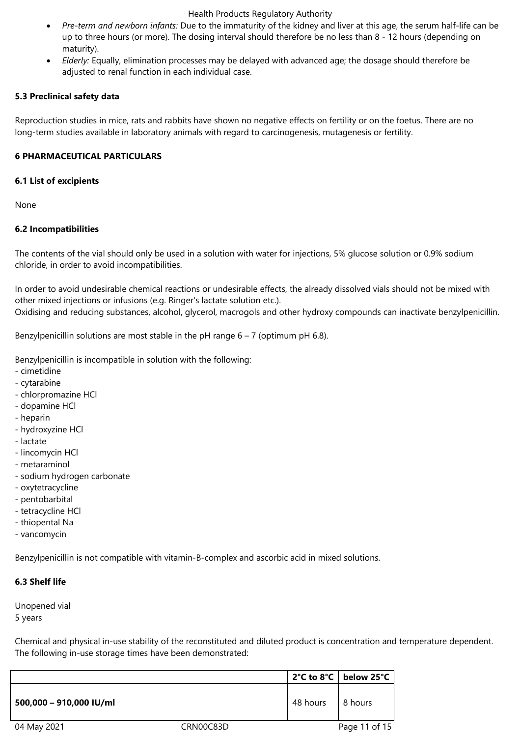- *Pre-term and newborn infants:* Due to the immaturity of the kidney and liver at this age, the serum half-life can be up to three hours (or more). The dosing interval should therefore be no less than 8 - 12 hours (depending on maturity).
- *Elderly:* Equally, elimination processes may be delayed with advanced age; the dosage should therefore be adjusted to renal function in each individual case.

**5.3 Preclinical safety data**

Reproduction studies in mice, rats and rabbits have shown no negative effects on fertility or on the foetus. There are no long-term studies available in laboratory animals with regard to carcinogenesis, mutagenesis or fertility.

**6 PHARMACEUTICAL PARTICULARS**

**6.1 List of excipients**

None

**6.2 Incompatibilities**

The contents of the vial should only be used in a solution with water for injections, 5% glucose solution or 0.9% sodium chloride, in order to avoid incompatibilities.

In order to avoid undesirable chemical reactions or undesirable effects, the already dissolved vials should not be mixed with other mixed injections or infusions (e.g. Ringer's lactate solution etc.).
Oxidising and reducing substances, alcohol, glycerol, macrogols and other hydroxy compounds can inactivate benzylpenicillin.

Benzylpenicillin solutions are most stable in the pH range 6 – 7 (optimum pH 6.8).

Benzylpenicillin is incompatible in solution with the following:
- cimetidine
- cytarabine
- chlorpromazine HCl
- dopamine HCl
- heparin
- hydroxyzine HCl
- lactate
- lincomycin HCl
- metaraminol
- sodium hydrogen carbonate
- oxytetracycline
- pentobarbital
- tetracycline HCl
- thiopental Na
- vancomycin

Benzylpenicillin is not compatible with vitamin-B-complex and ascorbic acid in mixed solutions.

**6.3 Shelf life**

Unopened vial
5 years

Chemical and physical in-use stability of the reconstituted and diluted product is concentration and temperature dependent. The following in-use storage times have been demonstrated:

| | **2°C to 8°C** | **below 25°C** |
|---|---|---|
| **500,000 – 910,000 IU/ml** | 48 hours | 8 hours |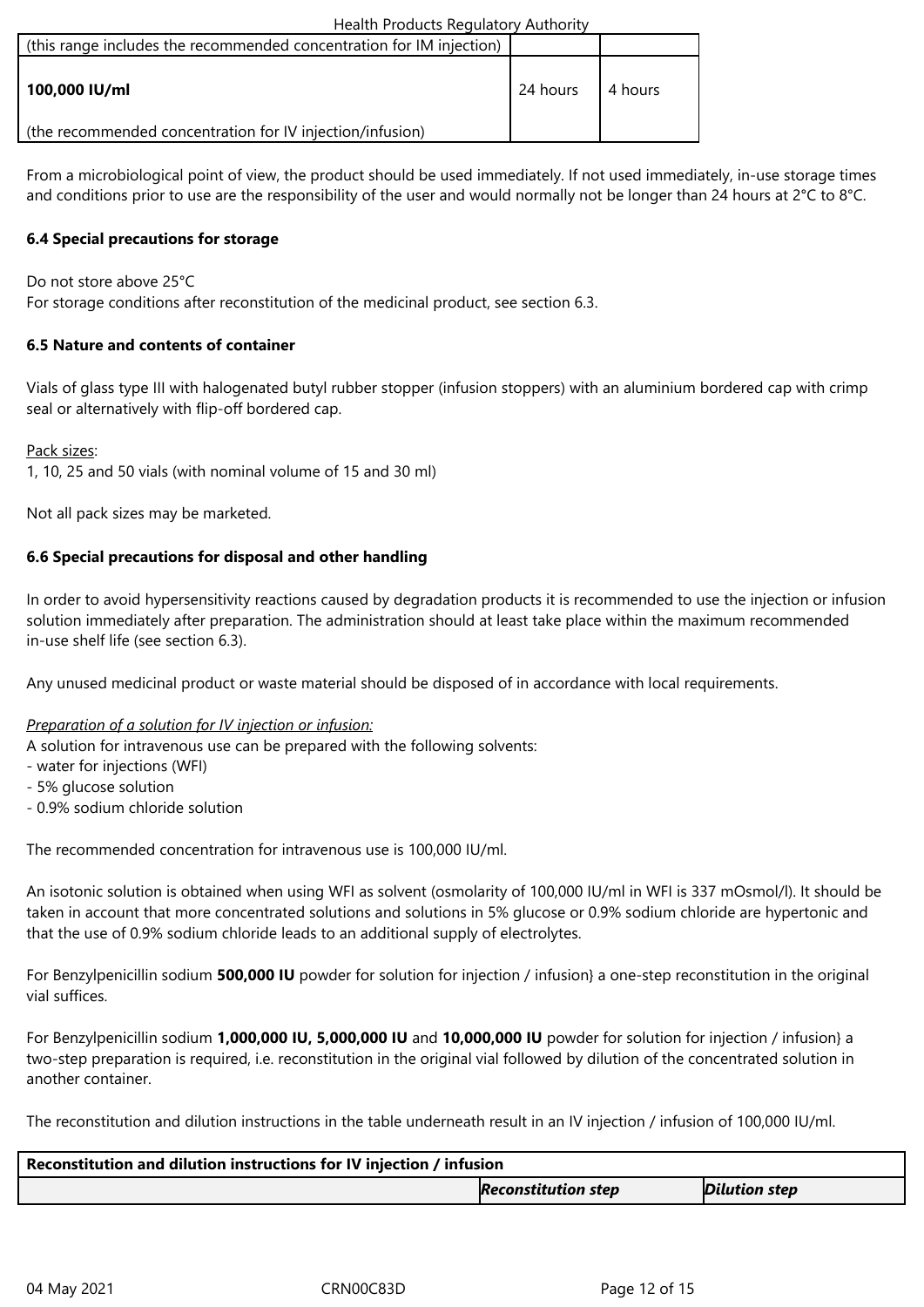| (this range includes the recommended concentration for IM injection) | | |
|---|---|---|
| **100,000 IU/ml**<br><br>(the recommended concentration for IV injection/infusion) | 24 hours | 4 hours |

From a microbiological point of view, the product should be used immediately. If not used immediately, in-use storage times and conditions prior to use are the responsibility of the user and would normally not be longer than 24 hours at 2°C to 8°C.

**6.4 Special precautions for storage**

Do not store above 25°C
For storage conditions after reconstitution of the medicinal product, see section 6.3.

**6.5 Nature and contents of container**

Vials of glass type III with halogenated butyl rubber stopper (infusion stoppers) with an aluminium bordered cap with crimp seal or alternatively with flip-off bordered cap.

Pack sizes:
1, 10, 25 and 50 vials (with nominal volume of 15 and 30 ml)

Not all pack sizes may be marketed.

**6.6 Special precautions for disposal and other handling**

In order to avoid hypersensitivity reactions caused by degradation products it is recommended to use the injection or infusion solution immediately after preparation. The administration should at least take place within the maximum recommended in-use shelf life (see section 6.3).

Any unused medicinal product or waste material should be disposed of in accordance with local requirements.

*Preparation of a solution for IV injection or infusion:*
A solution for intravenous use can be prepared with the following solvents:
- water for injections (WFI)
- 5% glucose solution
- 0.9% sodium chloride solution

The recommended concentration for intravenous use is 100,000 IU/ml.

An isotonic solution is obtained when using WFI as solvent (osmolarity of 100,000 IU/ml in WFI is 337 mOsmol/l). It should be taken in account that more concentrated solutions and solutions in 5% glucose or 0.9% sodium chloride are hypertonic and that the use of 0.9% sodium chloride leads to an additional supply of electrolytes.

For Benzylpenicillin sodium **500,000 IU** powder for solution for injection / infusion} a one-step reconstitution in the original vial suffices.

For Benzylpenicillin sodium **1,000,000 IU, 5,000,000 IU** and **10,000,000 IU** powder for solution for injection / infusion} a two-step preparation is required, i.e. reconstitution in the original vial followed by dilution of the concentrated solution in another container.

The reconstitution and dilution instructions in the table underneath result in an IV injection / infusion of 100,000 IU/ml.

| **Reconstitution and dilution instructions for IV injection / infusion** | | |
|---|---|---|
| | ***Reconstitution step*** | ***Dilution step*** |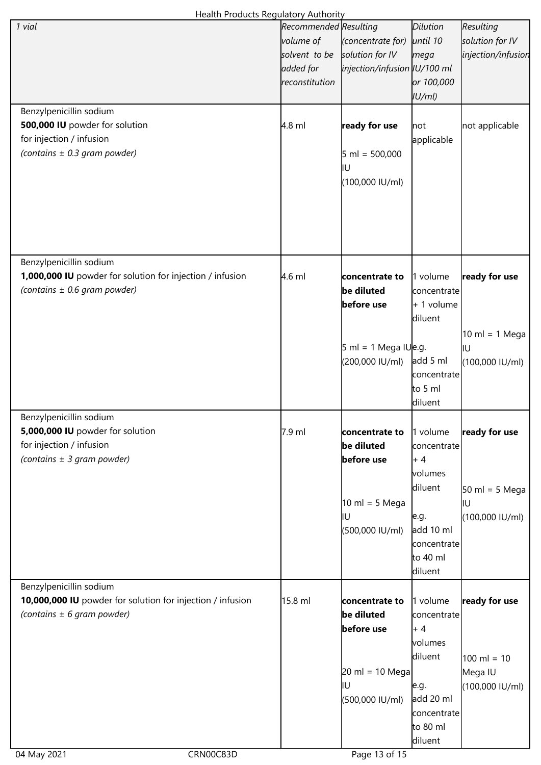| *1 vial* | *Recommended volume of solvent to be added for reconstitution* | *Resulting (concentrate for) solution for IV injection/infusion* | *Dilution until 10 mega IU/100 ml or 100,000 IU/ml)* | *Resulting solution for IV injection/infusion* |
|---|---|---|---|---|
| Benzylpenicillin sodium **500,000 IU** powder for solution for injection / infusion *(contains ± 0.3 gram powder)* | 4.8 ml | **ready for use** 5 ml = 500,000 IU (100,000 IU/ml) | not applicable | not applicable |
| Benzylpenicillin sodium **1,000,000 IU** powder for solution for injection / infusion *(contains ± 0.6 gram powder)* | 4.6 ml | **concentrate to be diluted before use** 5 ml = 1 Mega IU (200,000 IU/ml) | 1 volume concentrate + 1 volume diluent e.g. add 5 ml concentrate to 5 ml diluent | **ready for use** 10 ml = 1 Mega IU (100,000 IU/ml) |
| Benzylpenicillin sodium **5,000,000 IU** powder for solution for injection / infusion *(contains ± 3 gram powder)* | 7.9 ml | **concentrate to be diluted before use** 10 ml = 5 Mega IU (500,000 IU/ml) | 1 volume concentrate + 4 volumes diluent e.g. add 10 ml concentrate to 40 ml diluent | **ready for use** 50 ml = 5 Mega IU (100,000 IU/ml) |
| Benzylpenicillin sodium **10,000,000 IU** powder for solution for injection / infusion *(contains ± 6 gram powder)* | 15.8 ml | **concentrate to be diluted before use** 20 ml = 10 Mega IU (500,000 IU/ml) | 1 volume concentrate + 4 volumes diluent e.g. add 20 ml concentrate to 80 ml diluent | **ready for use** 100 ml = 10 Mega IU (100,000 IU/ml) |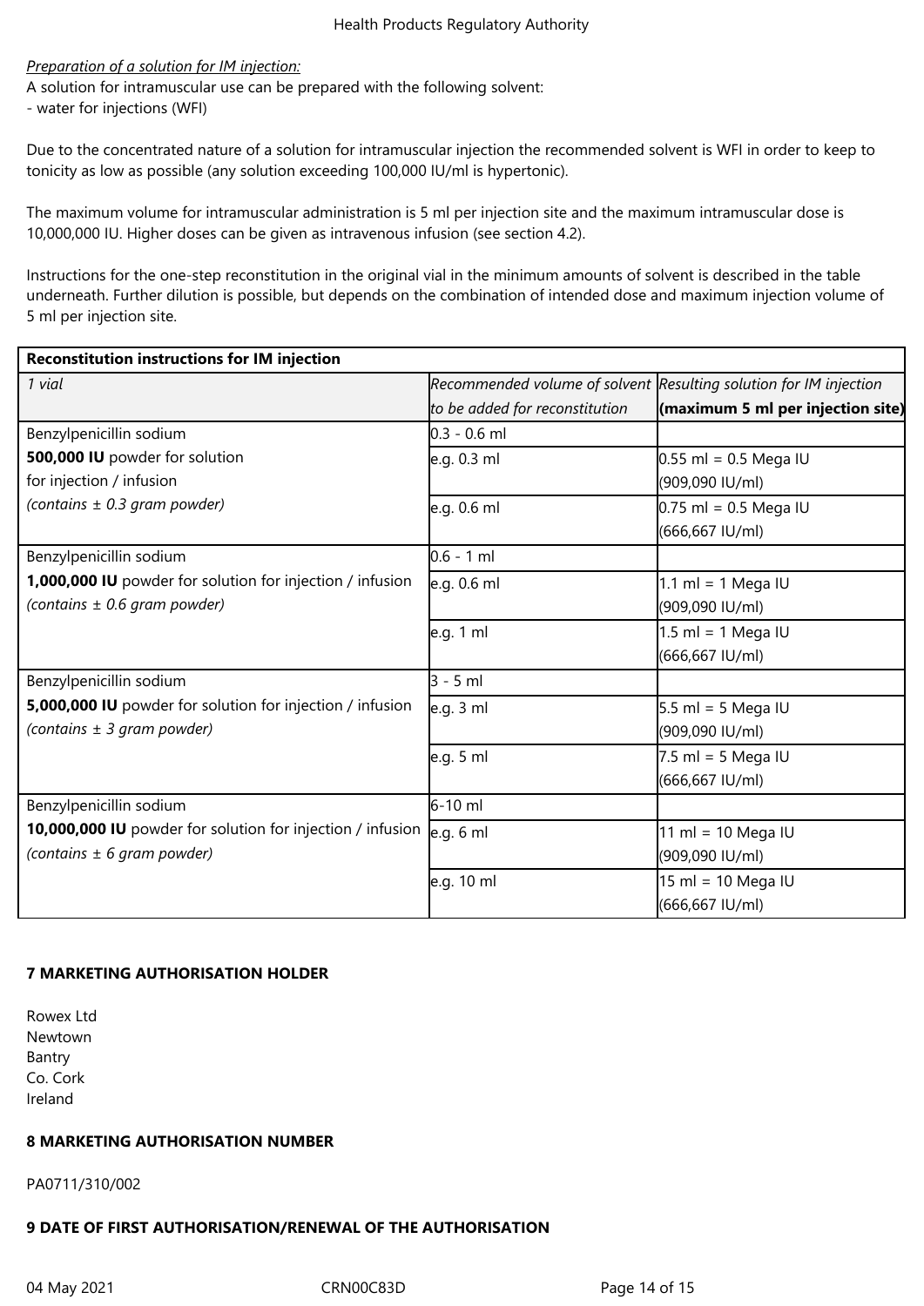*Preparation of a solution for IM injection:*
A solution for intramuscular use can be prepared with the following solvent:
- water for injections (WFI)

Due to the concentrated nature of a solution for intramuscular injection the recommended solvent is WFI in order to keep to tonicity as low as possible (any solution exceeding 100,000 IU/ml is hypertonic).

The maximum volume for intramuscular administration is 5 ml per injection site and the maximum intramuscular dose is 10,000,000 IU. Higher doses can be given as intravenous infusion (see section 4.2).

Instructions for the one-step reconstitution in the original vial in the minimum amounts of solvent is described in the table underneath. Further dilution is possible, but depends on the combination of intended dose and maximum injection volume of 5 ml per injection site.

| **Reconstitution instructions for IM injection** | | |
|---|---|---|
| *1 vial* | *Recommended volume of solvent to be added for reconstitution* | *Resulting solution for IM injection* **(maximum 5 ml per injection site)** |
| Benzylpenicillin sodium **500,000 IU** powder for solution for injection / infusion *(contains ± 0.3 gram powder)* | 0.3 - 0.6 ml | |
| | e.g. 0.3 ml | 0.55 ml = 0.5 Mega IU (909,090 IU/ml) |
| | e.g. 0.6 ml | 0.75 ml = 0.5 Mega IU (666,667 IU/ml) |
| Benzylpenicillin sodium **1,000,000 IU** powder for solution for injection / infusion *(contains ± 0.6 gram powder)* | 0.6 - 1 ml | |
| | e.g. 0.6 ml | 1.1 ml = 1 Mega IU (909,090 IU/ml) |
| | e.g. 1 ml | 1.5 ml = 1 Mega IU (666,667 IU/ml) |
| Benzylpenicillin sodium **5,000,000 IU** powder for solution for injection / infusion *(contains ± 3 gram powder)* | 3 - 5 ml | |
| | e.g. 3 ml | 5.5 ml = 5 Mega IU (909,090 IU/ml) |
| | e.g. 5 ml | 7.5 ml = 5 Mega IU (666,667 IU/ml) |
| Benzylpenicillin sodium **10,000,000 IU** powder for solution for injection / infusion *(contains ± 6 gram powder)* | 6-10 ml | |
| | e.g. 6 ml | 11 ml = 10 Mega IU (909,090 IU/ml) |
| | e.g. 10 ml | 15 ml = 10 Mega IU (666,667 IU/ml) |

## 7 MARKETING AUTHORISATION HOLDER

Rowex Ltd
Newtown
Bantry
Co. Cork
Ireland

## 8 MARKETING AUTHORISATION NUMBER

PA0711/310/002

## 9 DATE OF FIRST AUTHORISATION/RENEWAL OF THE AUTHORISATION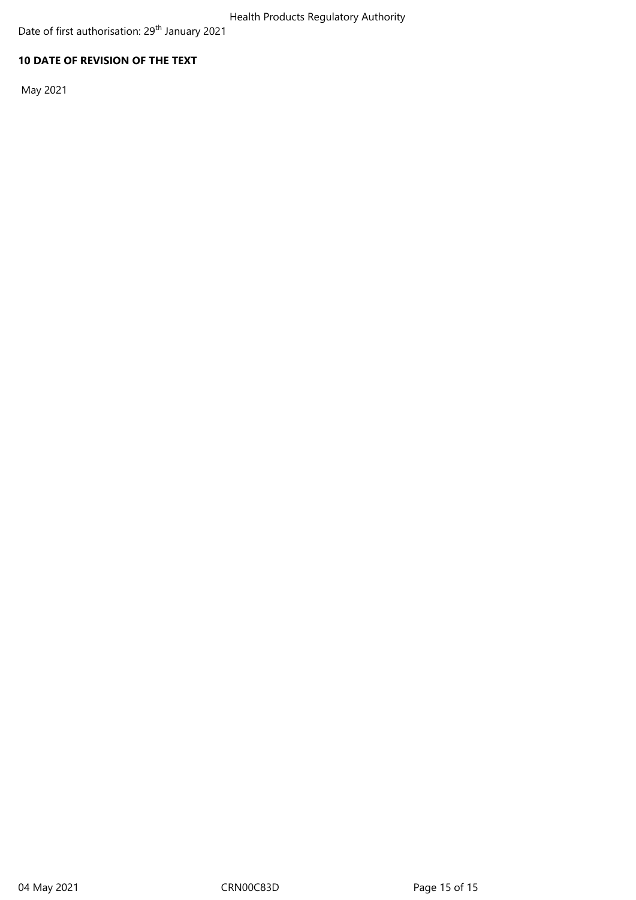Date of first authorisation: 29th January 2021

## 10 DATE OF REVISION OF THE TEXT

May 2021